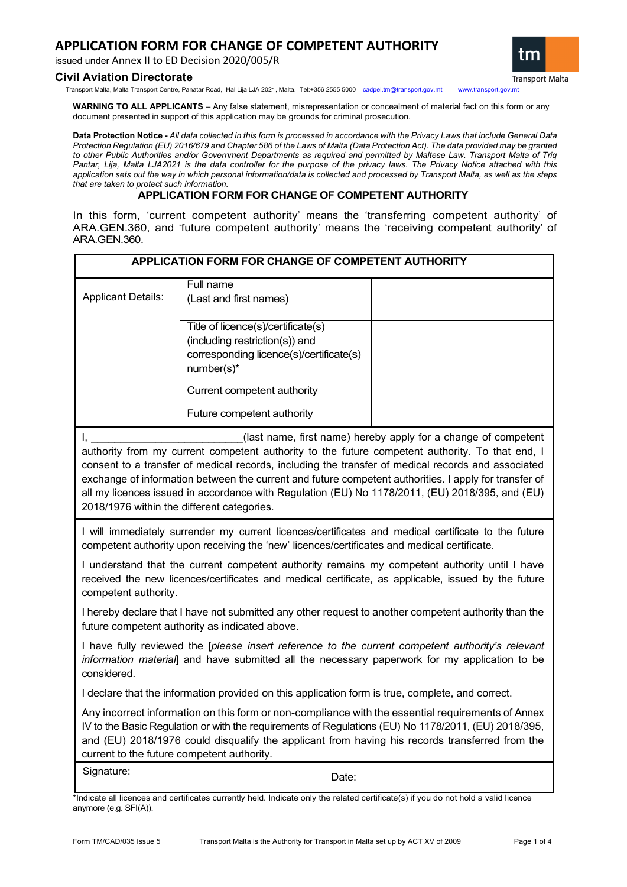# APPLICATION FORM FOR CHANGE OF COMPETENT AUTHORITY

issued under Annex II to ED Decision 2020/005/R

**Civil Aviation Directorate**

Transport Malta, Malta Transport Centre, Panatar Road, Ħal Lija LJA 2021, Malta. Tel:+356 2555 5000 cadpel.tm@transport.gov.mt www.transport.gov.mt

**WARNING TO ALL APPLICANTS** – Any false statement, misrepresentation or concealment of material fact on this form or any document presented in support of this application may be grounds for criminal prosecution.

**Data Protection Notice -** *All data collected in this form is processed in accordance with the Privacy Laws that include General Data Protection Regulation (EU) 2016/679 and Chapter 586 of the Laws of Malta (Data Protection Act). The data provided may be granted to other Public Authorities and/or Government Departments as required and permitted by Maltese Law. Transport Malta of Triq Pantar, Lija, Malta LJA2021 is the data controller for the purpose of the privacy laws. The Privacy Notice attached with this application sets out the way in which personal information/data is collected and processed by Transport Malta, as well as the steps that are taken to protect such information.*

## APPLICATION FORM FOR CHANGE OF COMPETENT AUTHORITY

In this form, 'current competent authority' means the 'transferring competent authority' of ARA.GEN.360, and 'future competent authority' means the 'receiving competent authority' of ARA.GEN.360.

| APPLICATION FORM FOR CHANGE OF COMPETENT AUTHORITY | | |
|---|---|---|
| Applicant Details: | Full name (Last and first names) | |
| | Title of licence(s)/certificate(s) (including restriction(s)) and corresponding licence(s)/certificate(s) number(s)* | |
| | Current competent authority | |
| | Future competent authority | |

I, ________________________(last name, first name) hereby apply for a change of competent authority from my current competent authority to the future competent authority. To that end, I consent to a transfer of medical records, including the transfer of medical records and associated exchange of information between the current and future competent authorities. I apply for transfer of all my licences issued in accordance with Regulation (EU) No 1178/2011, (EU) 2018/395, and (EU) 2018/1976 within the different categories.

I will immediately surrender my current licences/certificates and medical certificate to the future competent authority upon receiving the 'new' licences/certificates and medical certificate.

I understand that the current competent authority remains my competent authority until I have received the new licences/certificates and medical certificate, as applicable, issued by the future competent authority.

I hereby declare that I have not submitted any other request to another competent authority than the future competent authority as indicated above.

I have fully reviewed the [*please insert reference to the current competent authority's relevant information material*] and have submitted all the necessary paperwork for my application to be considered.

I declare that the information provided on this application form is true, complete, and correct.

Any incorrect information on this form or non-compliance with the essential requirements of Annex IV to the Basic Regulation or with the requirements of Regulations (EU) No 1178/2011, (EU) 2018/395, and (EU) 2018/1976 could disqualify the applicant from having his records transferred from the current to the future competent authority.

| Signature: | Date: |
|---|---|

*Indicate all licences and certificates currently held. Indicate only the related certificate(s) if you do not hold a valid licence anymore (e.g. SFI(A)).

Form TM/CAD/035 Issue 5 Transport Malta is the Authority for Transport in Malta set up by ACT XV of 2009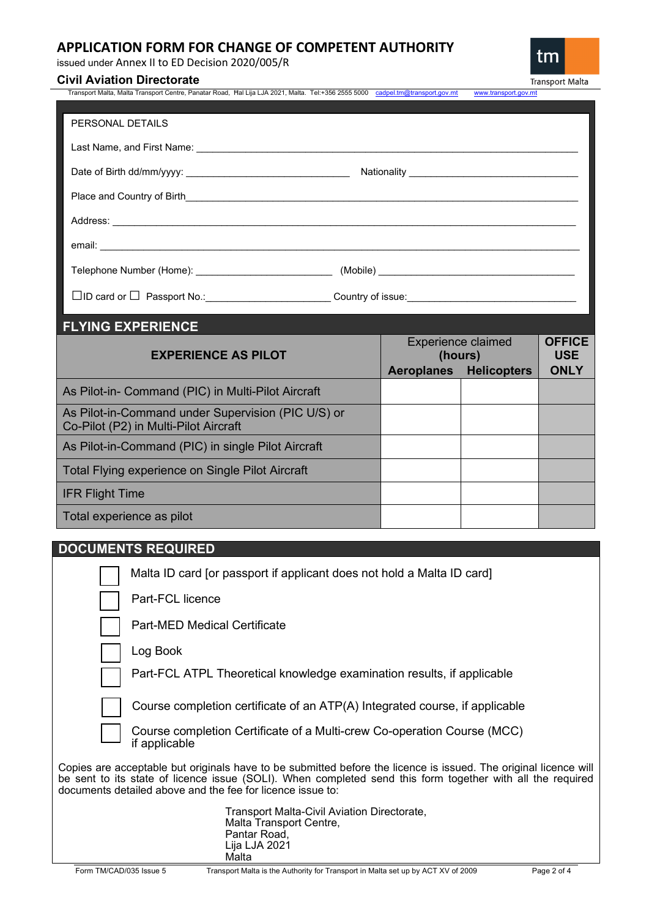# APPLICATION FORM FOR CHANGE OF COMPETENT AUTHORITY

issued under Annex II to ED Decision 2020/005/R

**Civil Aviation Directorate**

Transport Malta, Malta Transport Centre, Panatar Road, Ħal Lija LJA 2021, Malta. Tel:+356 2555 5000 cadpel.tm@transport.gov.mt www.transport.gov.mt

## PERSONAL DETAILS

Last Name, and First Name: ______________________________________________

Date of Birth dd/mm/yyyy: ______________________ Nationality ______________________

Place and Country of Birth______________________________________________

Address: ______________________________________________

email: ______________________________________________

Telephone Number (Home): ______________________ (Mobile) ______________________

☐ID card or ☐ Passport No.:______________________ Country of issue:______________________

## FLYING EXPERIENCE

| EXPERIENCE AS PILOT | Experience claimed (hours) | | OFFICE USE ONLY |
|---|---|---|---|
| | **Aeroplanes** | **Helicopters** | |
| As Pilot-in- Command (PIC) in Multi-Pilot Aircraft | | | |
| As Pilot-in-Command under Supervision (PIC U/S) or Co-Pilot (P2) in Multi-Pilot Aircraft | | | |
| As Pilot-in-Command (PIC) in single Pilot Aircraft | | | |
| Total Flying experience on Single Pilot Aircraft | | | |
| IFR Flight Time | | | |
| Total experience as pilot | | | |

## DOCUMENTS REQUIRED

- ☐ Malta ID card [or passport if applicant does not hold a Malta ID card]
- ☐ Part-FCL licence
- ☐ Part-MED Medical Certificate
- ☐ Log Book
- ☐ Part-FCL ATPL Theoretical knowledge examination results, if applicable
- ☐ Course completion certificate of an ATP(A) Integrated course, if applicable
- ☐ Course completion Certificate of a Multi-crew Co-operation Course (MCC) if applicable

Copies are acceptable but originals have to be submitted before the licence is issued. The original licence will be sent to its state of licence issue (SOLI). When completed send this form together with all the required documents detailed above and the fee for licence issue to:

Transport Malta-Civil Aviation Directorate,
Malta Transport Centre,
Pantar Road,
Lija LJA 2021
Malta

Form TM/CAD/035 Issue 5 Transport Malta is the Authority for Transport in Malta set up by ACT XV of 2009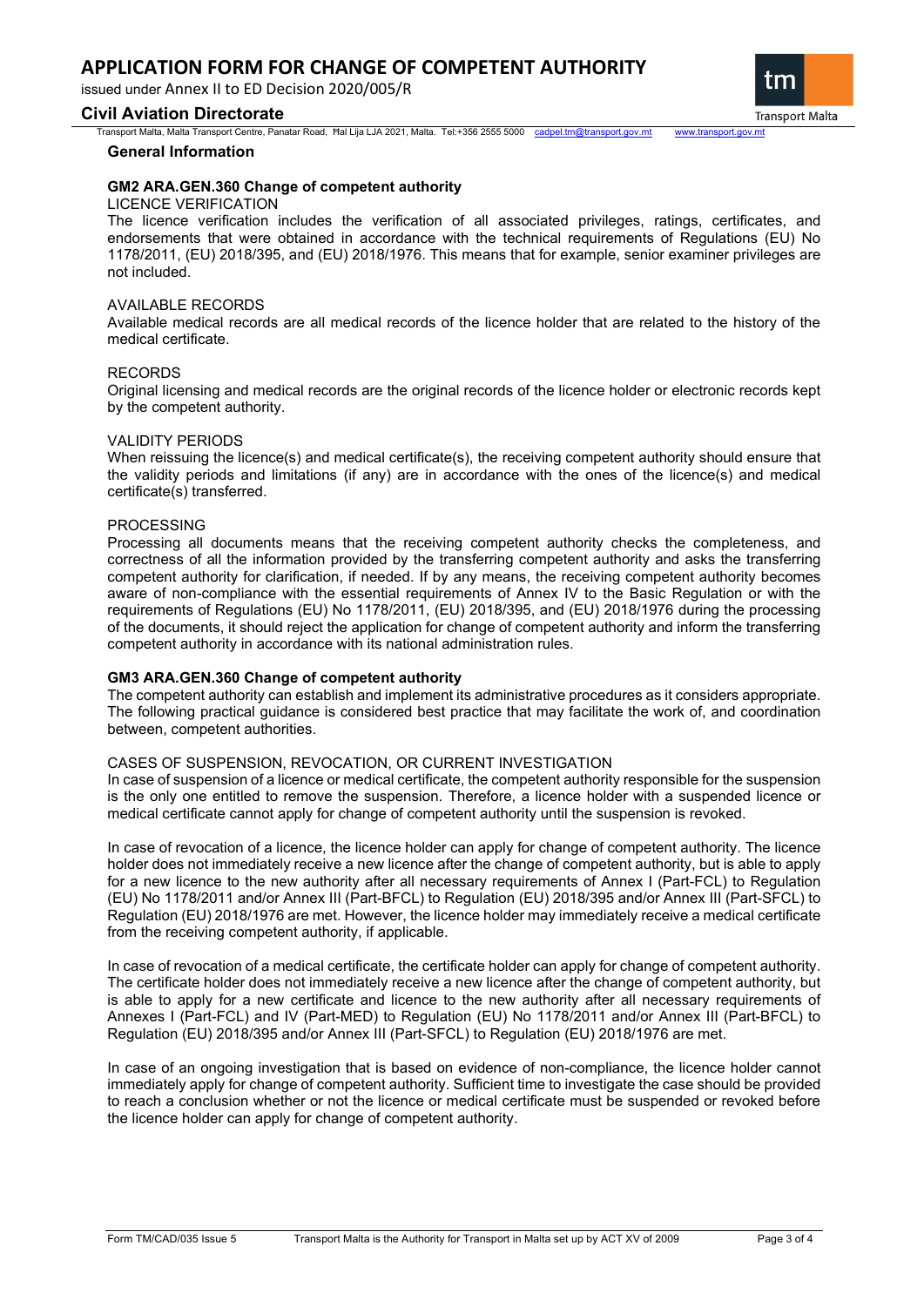## General Information

### GM2 ARA.GEN.360 Change of competent authority

LICENCE VERIFICATION

The licence verification includes the verification of all associated privileges, ratings, certificates, and endorsements that were obtained in accordance with the technical requirements of Regulations (EU) No 1178/2011, (EU) 2018/395, and (EU) 2018/1976. This means that for example, senior examiner privileges are not included.

AVAILABLE RECORDS

Available medical records are all medical records of the licence holder that are related to the history of the medical certificate.

RECORDS

Original licensing and medical records are the original records of the licence holder or electronic records kept by the competent authority.

VALIDITY PERIODS

When reissuing the licence(s) and medical certificate(s), the receiving competent authority should ensure that the validity periods and limitations (if any) are in accordance with the ones of the licence(s) and medical certificate(s) transferred.

PROCESSING

Processing all documents means that the receiving competent authority checks the completeness, and correctness of all the information provided by the transferring competent authority and asks the transferring competent authority for clarification, if needed. If by any means, the receiving competent authority becomes aware of non-compliance with the essential requirements of Annex IV to the Basic Regulation or with the requirements of Regulations (EU) No 1178/2011, (EU) 2018/395, and (EU) 2018/1976 during the processing of the documents, it should reject the application for change of competent authority and inform the transferring competent authority in accordance with its national administration rules.

### GM3 ARA.GEN.360 Change of competent authority

The competent authority can establish and implement its administrative procedures as it considers appropriate. The following practical guidance is considered best practice that may facilitate the work of, and coordination between, competent authorities.

CASES OF SUSPENSION, REVOCATION, OR CURRENT INVESTIGATION

In case of suspension of a licence or medical certificate, the competent authority responsible for the suspension is the only one entitled to remove the suspension. Therefore, a licence holder with a suspended licence or medical certificate cannot apply for change of competent authority until the suspension is revoked.

In case of revocation of a licence, the licence holder can apply for change of competent authority. The licence holder does not immediately receive a new licence after the change of competent authority, but is able to apply for a new licence to the new authority after all necessary requirements of Annex I (Part-FCL) to Regulation (EU) No 1178/2011 and/or Annex III (Part-BFCL) to Regulation (EU) 2018/395 and/or Annex III (Part-SFCL) to Regulation (EU) 2018/1976 are met. However, the licence holder may immediately receive a medical certificate from the receiving competent authority, if applicable.

In case of revocation of a medical certificate, the certificate holder can apply for change of competent authority. The certificate holder does not immediately receive a new licence after the change of competent authority, but is able to apply for a new certificate and licence to the new authority after all necessary requirements of Annexes I (Part-FCL) and IV (Part-MED) to Regulation (EU) No 1178/2011 and/or Annex III (Part-BFCL) to Regulation (EU) 2018/395 and/or Annex III (Part-SFCL) to Regulation (EU) 2018/1976 are met.

In case of an ongoing investigation that is based on evidence of non-compliance, the licence holder cannot immediately apply for change of competent authority. Sufficient time to investigate the case should be provided to reach a conclusion whether or not the licence or medical certificate must be suspended or revoked before the licence holder can apply for change of competent authority.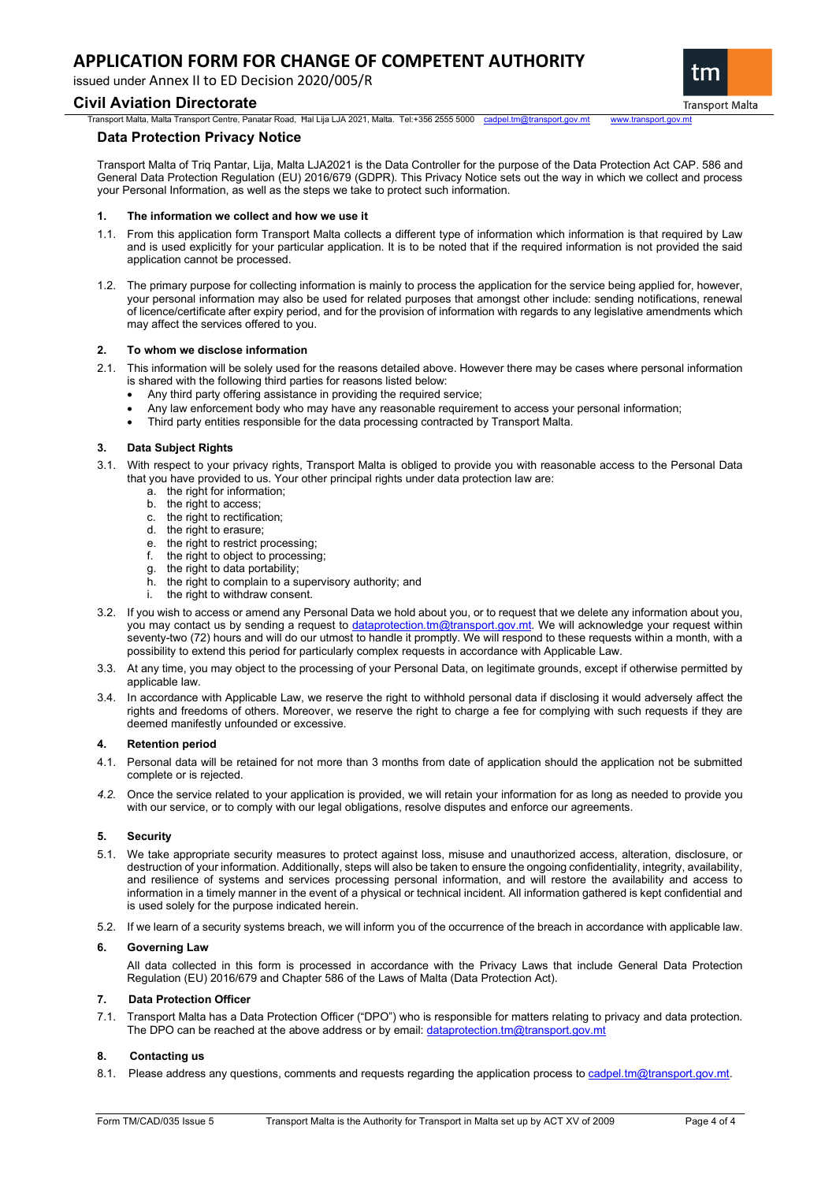## Data Protection Privacy Notice

Transport Malta of Triq Pantar, Lija, Malta LJA2021 is the Data Controller for the purpose of the Data Protection Act CAP. 586 and General Data Protection Regulation (EU) 2016/679 (GDPR). This Privacy Notice sets out the way in which we collect and process your Personal Information, as well as the steps we take to protect such information.

### 1. The information we collect and how we use it

1.1. From this application form Transport Malta collects a different type of information which information is that required by Law and is used explicitly for your particular application. It is to be noted that if the required information is not provided the said application cannot be processed.

1.2. The primary purpose for collecting information is mainly to process the application for the service being applied for, however, your personal information may also be used for related purposes that amongst other include: sending notifications, renewal of licence/certificate after expiry period, and for the provision of information with regards to any legislative amendments which may affect the services offered to you.

### 2. To whom we disclose information

2.1. This information will be solely used for the reasons detailed above. However there may be cases where personal information is shared with the following third parties for reasons listed below:

- Any third party offering assistance in providing the required service;
- Any law enforcement body who may have any reasonable requirement to access your personal information;
- Third party entities responsible for the data processing contracted by Transport Malta.

### 3. Data Subject Rights

3.1. With respect to your privacy rights, Transport Malta is obliged to provide you with reasonable access to the Personal Data that you have provided to us. Your other principal rights under data protection law are:

a. the right for information;
b. the right to access;
c. the right to rectification;
d. the right to erasure;
e. the right to restrict processing;
f. the right to object to processing;
g. the right to data portability;
h. the right to complain to a supervisory authority; and
i. the right to withdraw consent.

3.2. If you wish to access or amend any Personal Data we hold about you, or to request that we delete any information about you, you may contact us by sending a request to dataprotection.tm@transport.gov.mt. We will acknowledge your request within seventy-two (72) hours and will do our utmost to handle it promptly. We will respond to these requests within a month, with a possibility to extend this period for particularly complex requests in accordance with Applicable Law.

3.3. At any time, you may object to the processing of your Personal Data, on legitimate grounds, except if otherwise permitted by applicable law.

3.4. In accordance with Applicable Law, we reserve the right to withhold personal data if disclosing it would adversely affect the rights and freedoms of others. Moreover, we reserve the right to charge a fee for complying with such requests if they are deemed manifestly unfounded or excessive.

### 4. Retention period

4.1. Personal data will be retained for not more than 3 months from date of application should the application not be submitted complete or is rejected.

*4.2.* Once the service related to your application is provided, we will retain your information for as long as needed to provide you with our service, or to comply with our legal obligations, resolve disputes and enforce our agreements.

### 5. Security

5.1. We take appropriate security measures to protect against loss, misuse and unauthorized access, alteration, disclosure, or destruction of your information. Additionally, steps will also be taken to ensure the ongoing confidentiality, integrity, availability, and resilience of systems and services processing personal information, and will restore the availability and access to information in a timely manner in the event of a physical or technical incident. All information gathered is kept confidential and is used solely for the purpose indicated herein.

5.2. If we learn of a security systems breach, we will inform you of the occurrence of the breach in accordance with applicable law.

### 6. Governing Law

All data collected in this form is processed in accordance with the Privacy Laws that include General Data Protection Regulation (EU) 2016/679 and Chapter 586 of the Laws of Malta (Data Protection Act).

### 7. Data Protection Officer

7.1. Transport Malta has a Data Protection Officer ("DPO") who is responsible for matters relating to privacy and data protection. The DPO can be reached at the above address or by email: dataprotection.tm@transport.gov.mt

### 8. Contacting us

8.1. Please address any questions, comments and requests regarding the application process to cadpel.tm@transport.gov.mt.